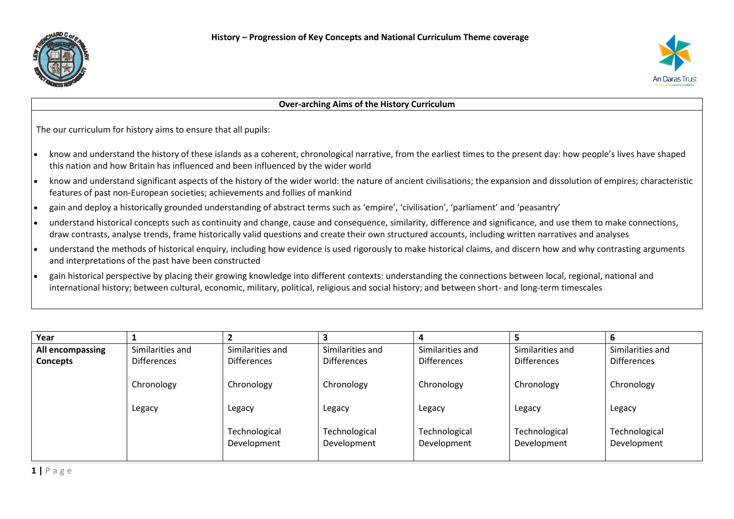# History – Progression of Key Concepts and National Curriculum Theme coverage

## Over-arching Aims of the History Curriculum

The our curriculum for history aims to ensure that all pupils:

- know and understand the history of these islands as a coherent, chronological narrative, from the earliest times to the present day: how people's lives have shaped this nation and how Britain has influenced and been influenced by the wider world
- know and understand significant aspects of the history of the wider world: the nature of ancient civilisations; the expansion and dissolution of empires; characteristic features of past non-European societies; achievements and follies of mankind
- gain and deploy a historically grounded understanding of abstract terms such as 'empire', 'civilisation', 'parliament' and 'peasantry'
- understand historical concepts such as continuity and change, cause and consequence, similarity, difference and significance, and use them to make connections, draw contrasts, analyse trends, frame historically valid questions and create their own structured accounts, including written narratives and analyses
- understand the methods of historical enquiry, including how evidence is used rigorously to make historical claims, and discern how and why contrasting arguments and interpretations of the past have been constructed
- gain historical perspective by placing their growing knowledge into different contexts: understanding the connections between local, regional, national and international history; between cultural, economic, military, political, religious and social history; and between short- and long-term timescales

| Year | 1 | 2 | 3 | 4 | 5 | 6 |
|---|---|---|---|---|---|---|
| **All encompassing Concepts** | Similarities and Differences<br><br>Chronology<br><br>Legacy | Similarities and Differences<br><br>Chronology<br><br>Legacy<br><br>Technological Development | Similarities and Differences<br><br>Chronology<br><br>Legacy<br><br>Technological Development | Similarities and Differences<br><br>Chronology<br><br>Legacy<br><br>Technological Development | Similarities and Differences<br><br>Chronology<br><br>Legacy<br><br>Technological Development | Similarities and Differences<br><br>Chronology<br><br>Legacy<br><br>Technological Development |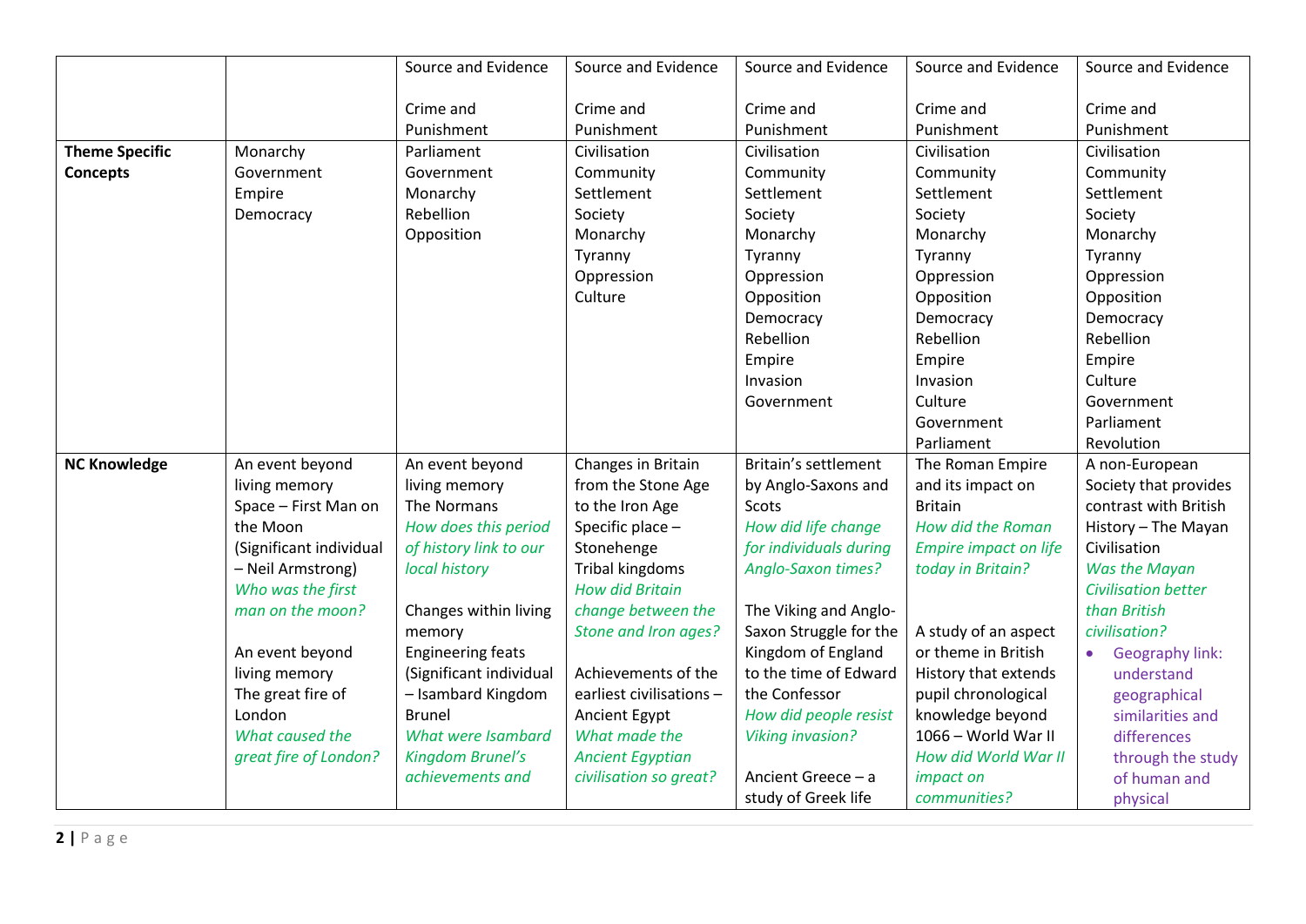| | | | | | | |
|---|---|---|---|---|---|---|
| | | Source and Evidence<br><br>Crime and Punishment | Source and Evidence<br><br>Crime and Punishment | Source and Evidence<br><br>Crime and Punishment | Source and Evidence<br><br>Crime and Punishment | Source and Evidence<br><br>Crime and Punishment |
| **Theme Specific Concepts** | Monarchy<br>Government<br>Empire<br>Democracy | Parliament<br>Government<br>Monarchy<br>Rebellion<br>Opposition | Civilisation<br>Community<br>Settlement<br>Society<br>Monarchy<br>Tyranny<br>Oppression<br>Culture | Civilisation<br>Community<br>Settlement<br>Society<br>Monarchy<br>Tyranny<br>Oppression<br>Opposition<br>Democracy<br>Rebellion<br>Empire<br>Invasion<br>Government | Civilisation<br>Community<br>Settlement<br>Society<br>Monarchy<br>Tyranny<br>Oppression<br>Opposition<br>Democracy<br>Rebellion<br>Empire<br>Invasion<br>Culture<br>Government<br>Parliament | Civilisation<br>Community<br>Settlement<br>Society<br>Monarchy<br>Tyranny<br>Oppression<br>Opposition<br>Democracy<br>Rebellion<br>Empire<br>Culture<br>Government<br>Parliament<br>Revolution |
| **NC Knowledge** | An event beyond living memory<br>Space – First Man on the Moon (Significant individual – Neil Armstrong)<br>*Who was the first man on the moon?*<br><br>An event beyond living memory<br>The great fire of London<br>*What caused the great fire of London?* | An event beyond living memory<br>The Normans<br>*How does this period of history link to our local history*<br><br>Changes within living memory<br>Engineering feats (Significant individual – Isambard Kingdom Brunel<br>*What were Isambard Kingdom Brunel's achievements and* | Changes in Britain from the Stone Age to the Iron Age<br>Specific place – Stonehenge<br>Tribal kingdoms<br>*How did Britain change between the Stone and Iron ages?*<br><br>Achievements of the earliest civilisations – Ancient Egypt<br>*What made the Ancient Egyptian civilisation so great?* | Britain's settlement by Anglo-Saxons and Scots<br>*How did life change for individuals during Anglo-Saxon times?*<br><br>The Viking and Anglo-Saxon Struggle for the Kingdom of England to the time of Edward the Confessor<br>*How did people resist Viking invasion?*<br><br>Ancient Greece – a study of Greek life | The Roman Empire and its impact on Britain<br>*How did the Roman Empire impact on life today in Britain?*<br><br>A study of an aspect or theme in British History that extends pupil chronological knowledge beyond 1066 – World War II<br>*How did World War II impact on communities?* | A non-European Society that provides contrast with British History – The Mayan Civilisation<br>*Was the Mayan Civilisation better than British civilisation?*<br>• Geography link: understand geographical similarities and differences through the study of human and physical |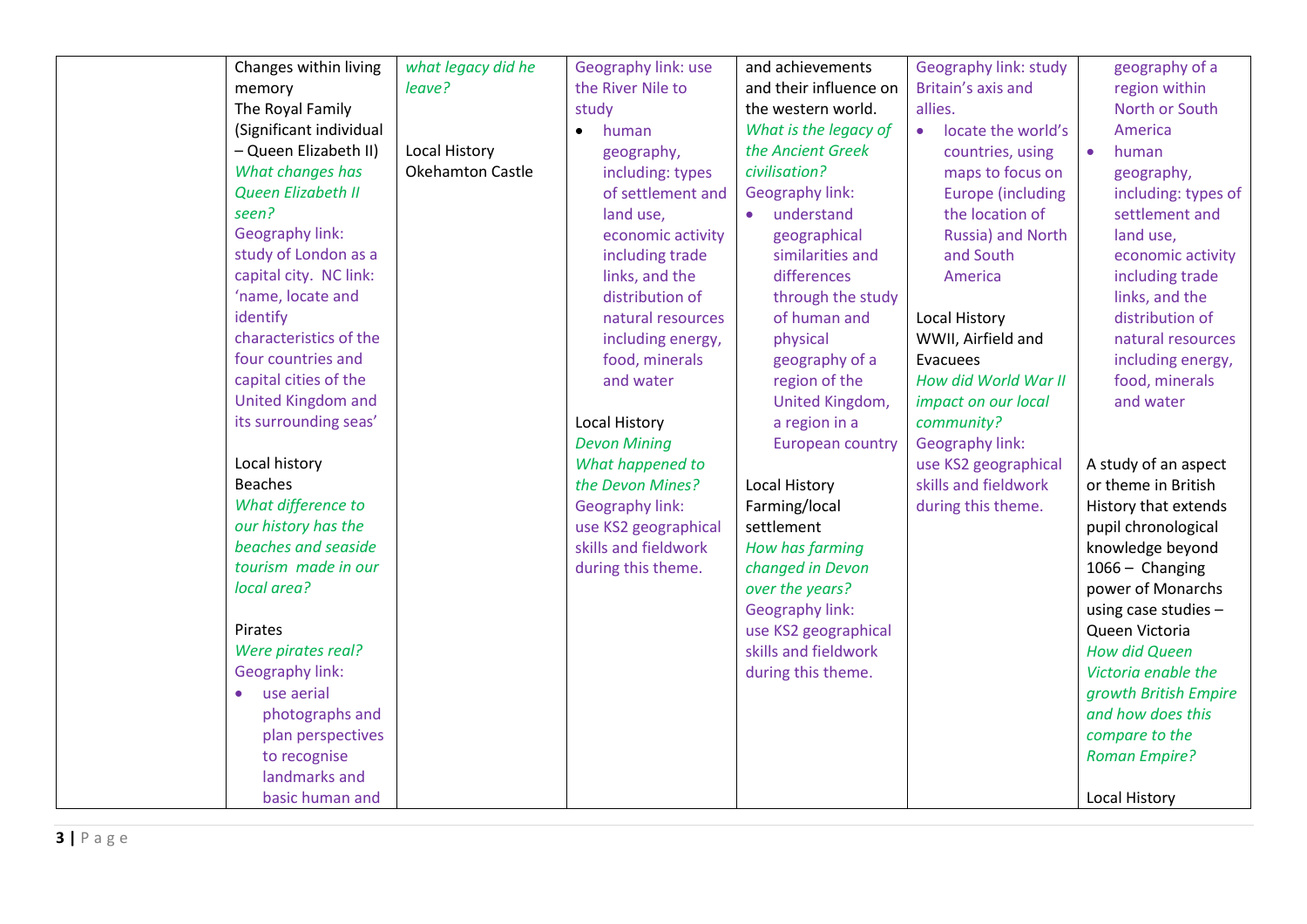| | | | | | | |
|---|---|---|---|---|---|---|
| | Changes within living memory<br>The Royal Family (Significant individual – Queen Elizabeth II)<br>*What changes has Queen Elizabeth II seen?*<br>Geography link: study of London as a capital city. NC link: 'name, locate and identify characteristics of the four countries and capital cities of the United Kingdom and its surrounding seas'<br><br>Local history<br>Beaches<br>*What difference to our history has the beaches and seaside tourism made in our local area?*<br><br>Pirates<br>*Were pirates real?*<br>Geography link:<br>• use aerial photographs and plan perspectives to recognise landmarks and basic human and | *what legacy did he leave?*<br><br>Local History<br>Okehamton Castle | Geography link: use the River Nile to study<br>• human geography, including: types of settlement and land use, economic activity including trade links, and the distribution of natural resources including energy, food, minerals and water<br><br>Local History<br>*Devon Mining*<br>*What happened to the Devon Mines?*<br>Geography link:<br>use KS2 geographical skills and fieldwork during this theme. | and achievements and their influence on the western world.<br>*What is the legacy of the Ancient Greek civilisation?*<br>Geography link:<br>• understand geographical similarities and differences through the study of human and physical geography of a region of the United Kingdom, a region in a European country<br><br>Local History<br>Farming/local settlement<br>*How has farming changed in Devon over the years?*<br>Geography link:<br>use KS2 geographical skills and fieldwork during this theme. | Geography link: study Britain's axis and allies.<br>• locate the world's countries, using maps to focus on Europe (including the location of Russia) and North and South America<br><br>Local History<br>WWII, Airfield and Evacuees<br>*How did World War II impact on our local community?*<br>Geography link:<br>use KS2 geographical skills and fieldwork during this theme. | geography of a region within North or South America<br>• human geography, including: types of settlement and land use, economic activity including trade links, and the distribution of natural resources including energy, food, minerals and water<br><br>A study of an aspect or theme in British History that extends pupil chronological knowledge beyond 1066 – Changing power of Monarchs using case studies – Queen Victoria<br>*How did Queen Victoria enable the growth British Empire and how does this compare to the Roman Empire?*<br><br>Local History |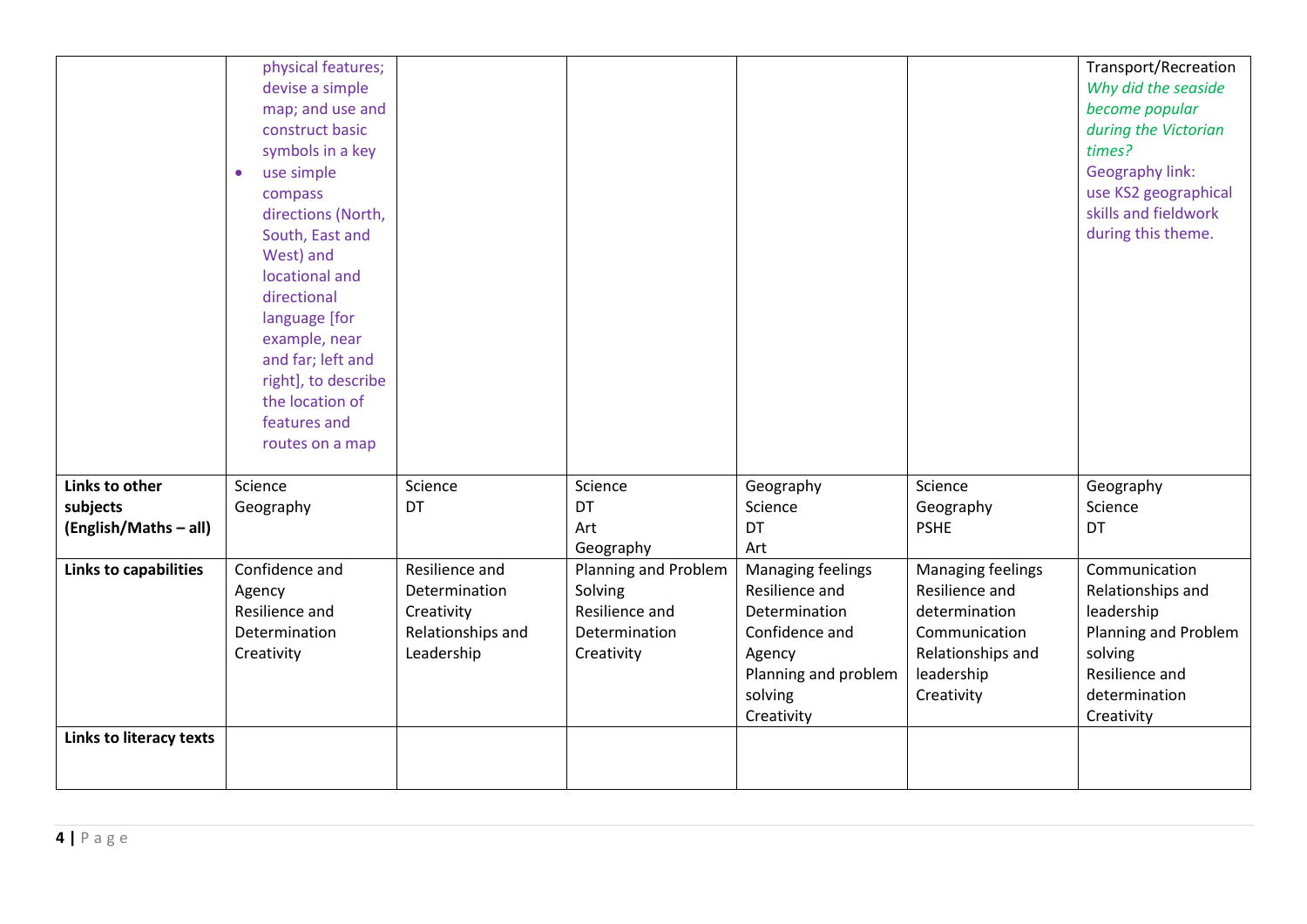| | | | | | | |
|---|---|---|---|---|---|---|
| | physical features; devise a simple map; and use and construct basic symbols in a key<br>• use simple compass directions (North, South, East and West) and locational and directional language [for example, near and far; left and right], to describe the location of features and routes on a map | | | | | Transport/Recreation<br>*Why did the seaside become popular during the Victorian times?*<br>Geography link: use KS2 geographical skills and fieldwork during this theme. |
| **Links to other subjects (English/Maths – all)** | Science<br>Geography | Science<br>DT | Science<br>DT<br>Art<br>Geography | Geography<br>Science<br>DT<br>Art | Science<br>Geography<br>PSHE | Geography<br>Science<br>DT |
| **Links to capabilities** | Confidence and Agency<br>Resilience and Determination<br>Creativity | Resilience and Determination<br>Creativity<br>Relationships and Leadership | Planning and Problem Solving<br>Resilience and Determination<br>Creativity | Managing feelings<br>Resilience and Determination<br>Confidence and Agency<br>Planning and problem solving<br>Creativity | Managing feelings<br>Resilience and determination<br>Communication<br>Relationships and leadership<br>Creativity | Communication<br>Relationships and leadership<br>Planning and Problem solving<br>Resilience and determination<br>Creativity |
| **Links to literacy texts** | | | | | | |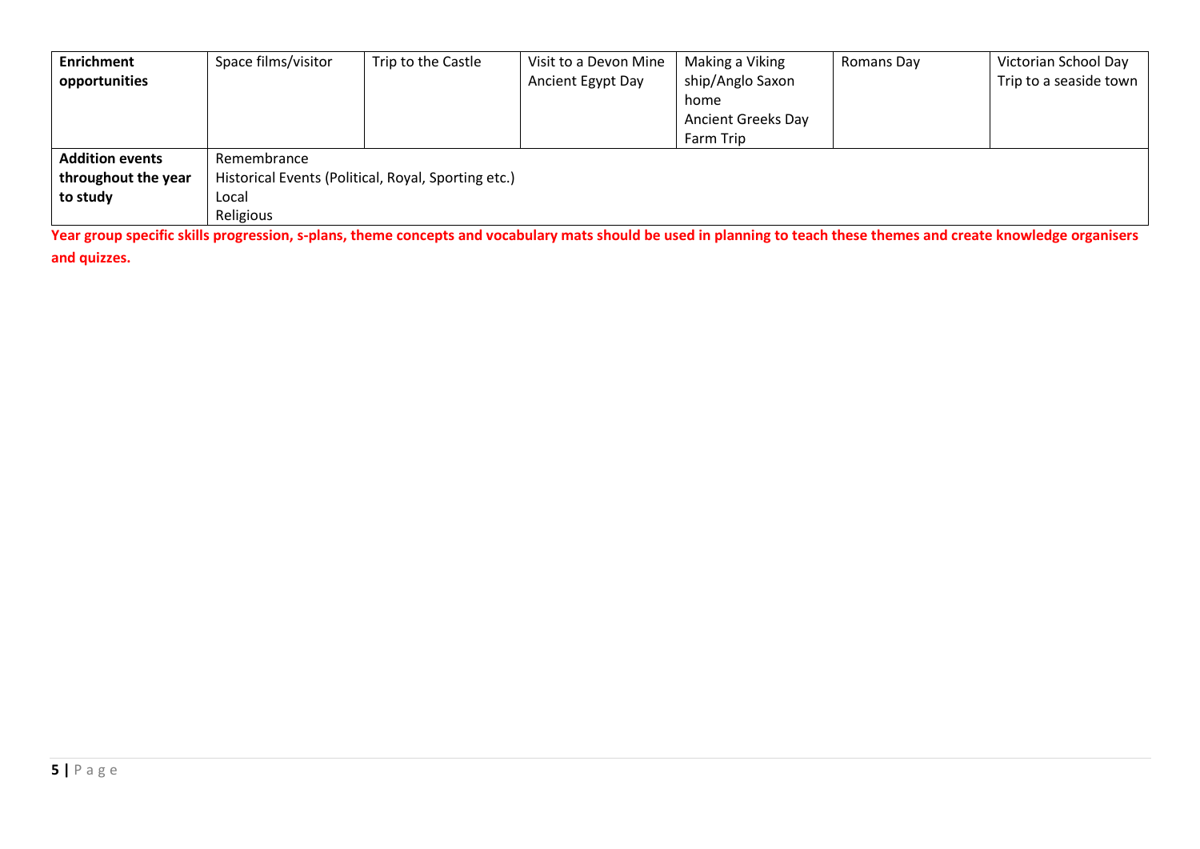| | | | | | | |
|---|---|---|---|---|---|---|
| **Enrichment opportunities** | Space films/visitor | Trip to the Castle | Visit to a Devon Mine<br>Ancient Egypt Day | Making a Viking ship/Anglo Saxon home<br>Ancient Greeks Day<br>Farm Trip | Romans Day | Victorian School Day<br>Trip to a seaside town |
| **Addition events throughout the year to study** | Remembrance<br>Historical Events (Political, Royal, Sporting etc.)<br>Local<br>Religious | | | | | |

**Year group specific skills progression, s-plans, theme concepts and vocabulary mats should be used in planning to teach these themes and create knowledge organisers and quizzes.**